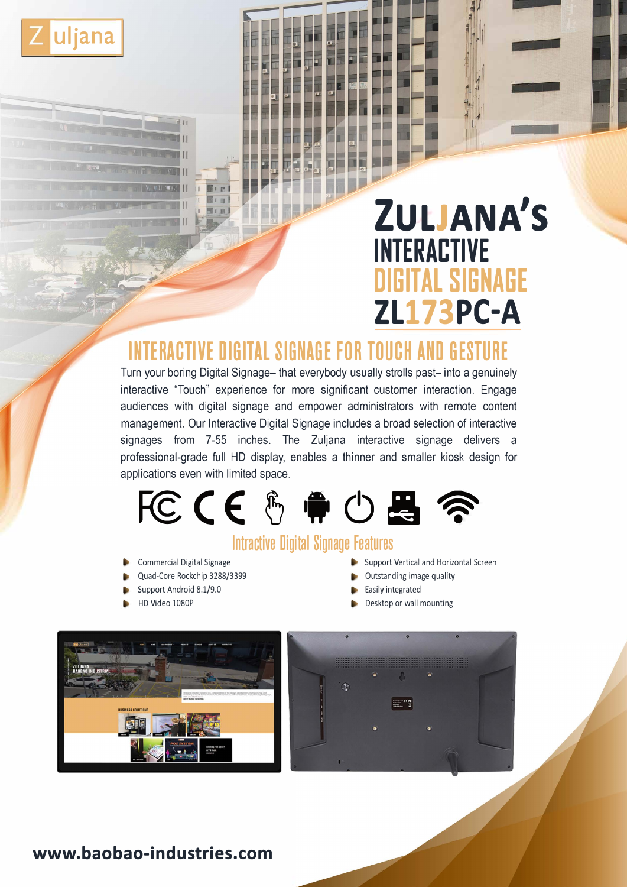Zuljana

# ZULJANA'S INTERACTIVE DIGITAL SIGNAGE ZL173PC-A

## INTERACTIVE DIGITAL SIGNAGE FOR TOUCH AND GESTURE

Turn your boring Digital Signage– that everybody usually strolls past– into a genuinely interactive "Touch" experience for more significant customer interaction. Engage audiences with digital signage and empower administrators with remote content management. Our Interactive Digital Signage includes a broad selection of interactive signages from 7-55 inches. The Zuljana interactive signage delivers a professional-grade full HD display, enables a thinner and smaller kiosk design for applications even with limited space.

### Intractive Digital Signage Features

- Commercial Digital Signage
- Quad-Core Rockchip 3288/3399
- Support Android 8.1/9.0
- HD Video 1080P
- Support Vertical and Horizontal Screen
- Outstanding image quality
- Easily integrated
- Desktop or wall mounting

www.baobao-industries.com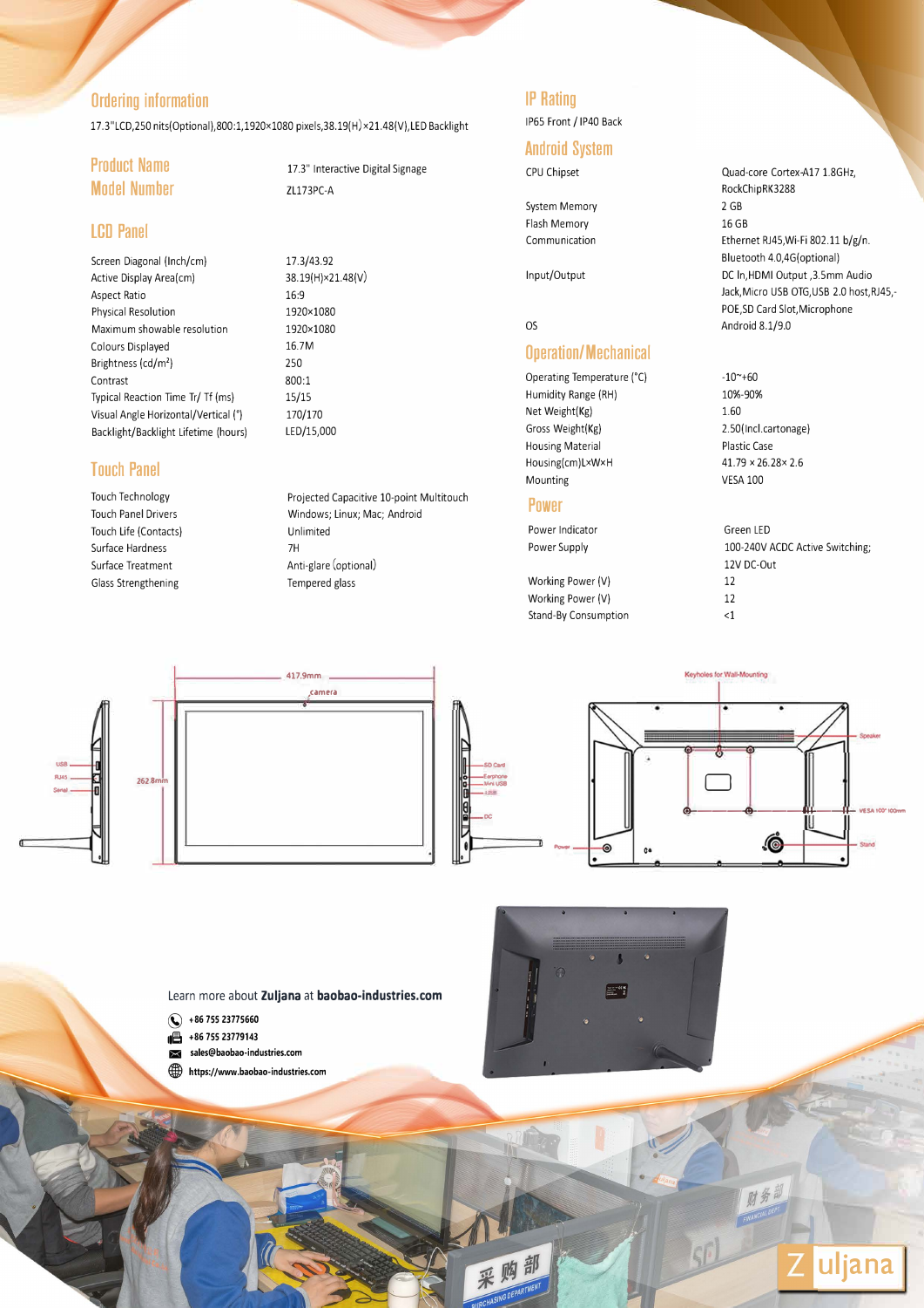## Ordering information

17.3"LCD,250 nits(Optional),800:1,1920×1080 pixels,38.19(H)×21.48(V),LED Backlight

| | |
|---|---|
| **Product Name** | 17.3" Interactive Digital Signage |
| **Model Number** | ZL173PC-A |

## LCD Panel

| | |
|---|---|
| Screen Diagonal (Inch/cm) | 17.3/43.92 |
| Active Display Area(cm) | 38.19(H)×21.48(V) |
| Aspect Ratio | 16:9 |
| Physical Resolution | 1920×1080 |
| Maximum showable resolution | 1920×1080 |
| Colours Displayed | 16.7M |
| Brightness (cd/m²) | 250 |
| Contrast | 800:1 |
| Typical Reaction Time Tr/ Tf (ms) | 15/15 |
| Visual Angle Horizontal/Vertical (°) | 170/170 |
| Backlight/Backlight Lifetime (hours) | LED/15,000 |

## Touch Panel

| | |
|---|---|
| Touch Technology | Projected Capacitive 10-point Multitouch |
| Touch Panel Drivers | Windows; Linux; Mac; Android |
| Touch Life (Contacts) | Unlimited |
| Surface Hardness | 7H |
| Surface Treatment | Anti-glare (optional) |
| Glass Strengthening | Tempered glass |

## IP Rating

IP65 Front / IP40 Back

## Android System

| | |
|---|---|
| CPU Chipset | Quad-core Cortex-A17 1.8GHz, RockChipRK3288 |
| System Memory | 2 GB |
| Flash Memory | 16 GB |
| Communication | Ethernet RJ45,Wi-Fi 802.11 b/g/n. Bluetooth 4.0,4G(optional) |
| Input/Output | DC In,HDMI Output ,3.5mm Audio Jack,Micro USB OTG,USB 2.0 host,RJ45,-POE,SD Card Slot,Microphone |
| OS | Android 8.1/9.0 |

## Operation/Mechanical

| | |
|---|---|
| Operating Temperature (°C) | -10~+60 |
| Humidity Range (RH) | 10%-90% |
| Net Weight(Kg) | 1.60 |
| Gross Weight(Kg) | 2.50(Incl.cartonage) |
| Housing Material | Plastic Case |
| Housing(cm)L×W×H | 41.79 × 26.28× 2.6 |
| Mounting | VESA 100 |

## Power

| | |
|---|---|
| Power Indicator | Green LED |
| Power Supply | 100-240V ACDC Active Switching; 12V DC-Out |
| Working Power (V) | 12 |
| Working Power (V) | 12 |
| Stand-By Consumption | <1 |

417.9mm
camera
262.8mm
USB
RJ45
Serial
SD Card
Earphone
Mini USB
USB
DC
Keyholes for Wall-Mounting
Speaker
VESA 100*100mm
Power
Stand

Learn more about **Zuljana** at **baobao-industries.com**

- +86 755 23775660
- +86 755 23779143
- sales@baobao-industries.com
- https://www.baobao-industries.com

Zuljana